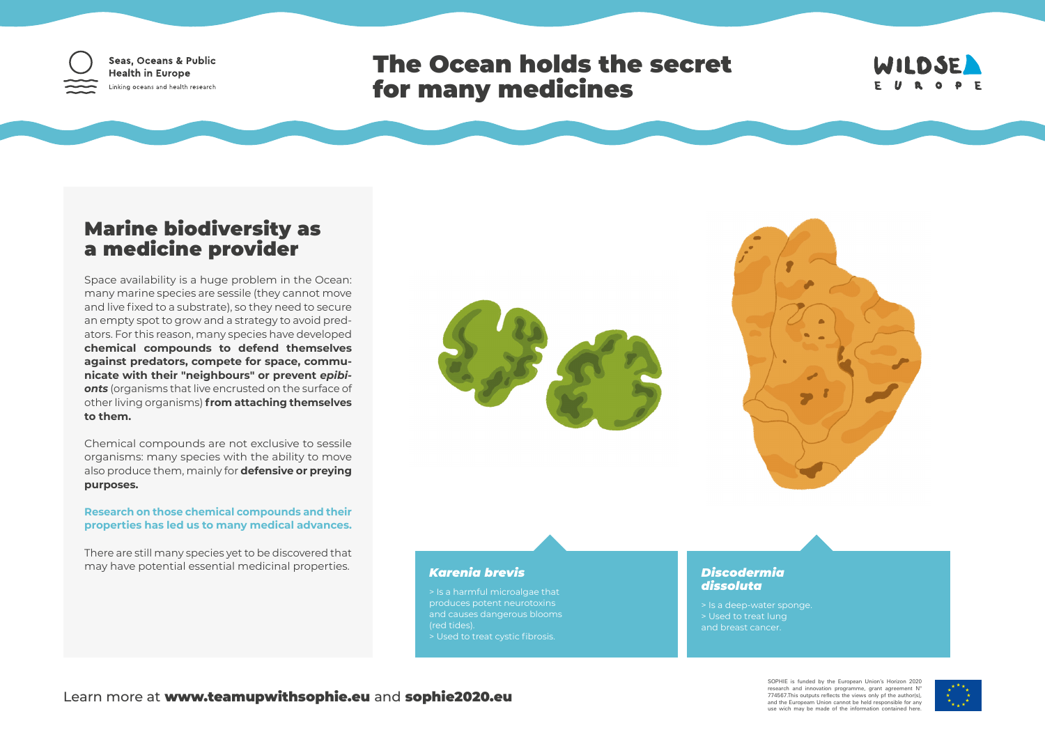Seas, Oceans & Public Health in Europe
Linking oceans and health research

# The Ocean holds the secret for many medicines

WILDSEA EUROPE

## Marine biodiversity as a medicine provider

Space availability is a huge problem in the Ocean: many marine species are sessile (they cannot move and live fixed to a substrate), so they need to secure an empty spot to grow and a strategy to avoid predators. For this reason, many species have developed **chemical compounds to defend themselves against predators, compete for space, communicate with their "neighbours" or prevent *epibionts*** (organisms that live encrusted on the surface of other living organisms) **from attaching themselves to them.**

Chemical compounds are not exclusive to sessile organisms: many species with the ability to move also produce them, mainly for **defensive or preying purposes.**

**Research on those chemical compounds and their properties has led us to many medical advances.**

There are still many species yet to be discovered that may have potential essential medicinal properties.

### *Karenia brevis*

> Is a harmful microalgae that produces potent neurotoxins and causes dangerous blooms (red tides).
> Used to treat cystic fibrosis.

### *Discodermia dissoluta*

> Is a deep-water sponge.
> Used to treat lung and breast cancer.

Learn more at **www.teamupwithsophie.eu** and **sophie2020.eu**

SOPHIE is funded by the European Union's Horizon 2020 research and innovation programme, grant agreement N° 774567.This outputs reflects the views only pf the author(s), and the Europeam Union cannot be held responsible for any use wich may be made of the information contained here.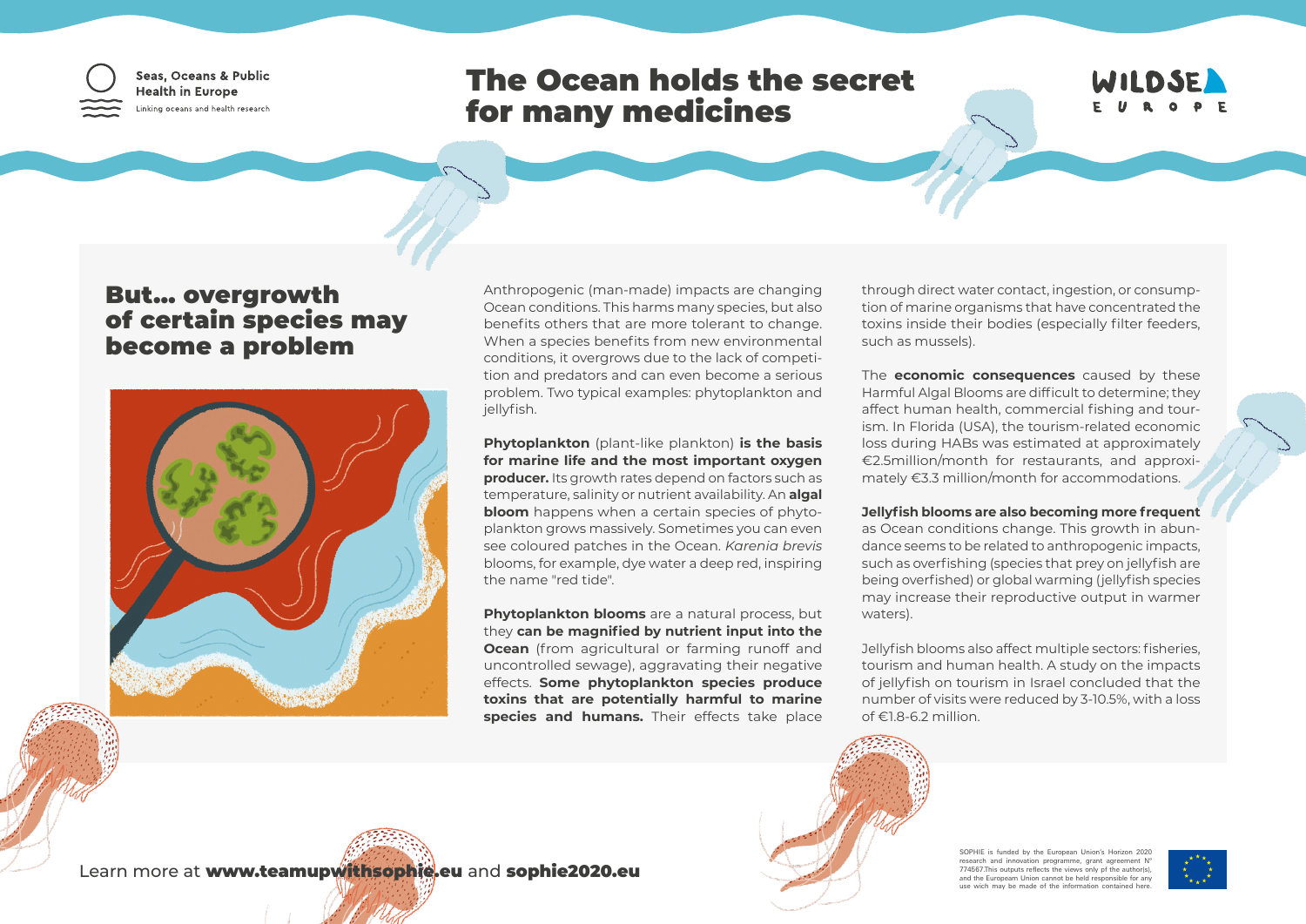Seas, Oceans & Public Health in Europe

Linking oceans and health research

# The Ocean holds the secret for many medicines

WILDSEA EUROPE

## But... overgrowth of certain species may become a problem

Anthropogenic (man-made) impacts are changing Ocean conditions. This harms many species, but also benefits others that are more tolerant to change. When a species benefits from new environmental conditions, it overgrows due to the lack of competition and predators and can even become a serious problem. Two typical examples: phytoplankton and jellyfish.

**Phytoplankton** (plant-like plankton) **is the basis for marine life and the most important oxygen producer.** Its growth rates depend on factors such as temperature, salinity or nutrient availability. An **algal bloom** happens when a certain species of phytoplankton grows massively. Sometimes you can even see coloured patches in the Ocean. *Karenia brevis* blooms, for example, dye water a deep red, inspiring the name "red tide".

**Phytoplankton blooms** are a natural process, but they **can be magnified by nutrient input into the Ocean** (from agricultural or farming runoff and uncontrolled sewage), aggravating their negative effects. **Some phytoplankton species produce toxins that are potentially harmful to marine species and humans.** Their effects take place through direct water contact, ingestion, or consumption of marine organisms that have concentrated the toxins inside their bodies (especially filter feeders, such as mussels).

The **economic consequences** caused by these Harmful Algal Blooms are difficult to determine; they affect human health, commercial fishing and tourism. In Florida (USA), the tourism-related economic loss during HABs was estimated at approximately €2.5million/month for restaurants, and approximately €3.3 million/month for accommodations.

**Jellyfish blooms are also becoming more frequent** as Ocean conditions change. This growth in abundance seems to be related to anthropogenic impacts, such as overfishing (species that prey on jellyfish are being overfished) or global warming (jellyfish species may increase their reproductive output in warmer waters).

Jellyfish blooms also affect multiple sectors: fisheries, tourism and human health. A study on the impacts of jellyfish on tourism in Israel concluded that the number of visits were reduced by 3-10.5%, with a loss of €1.8-6.2 million.

Learn more at **www.teamupwithsophie.eu** and **sophie2020.eu**

SOPHIE is funded by the European Union's Horizon 2020 research and innovation programme, grant agreement N° 774567.This outputs reflects the views only pf the author(s), and the Europeam Union cannot be held responsible for any use wich may be made of the information contained here.